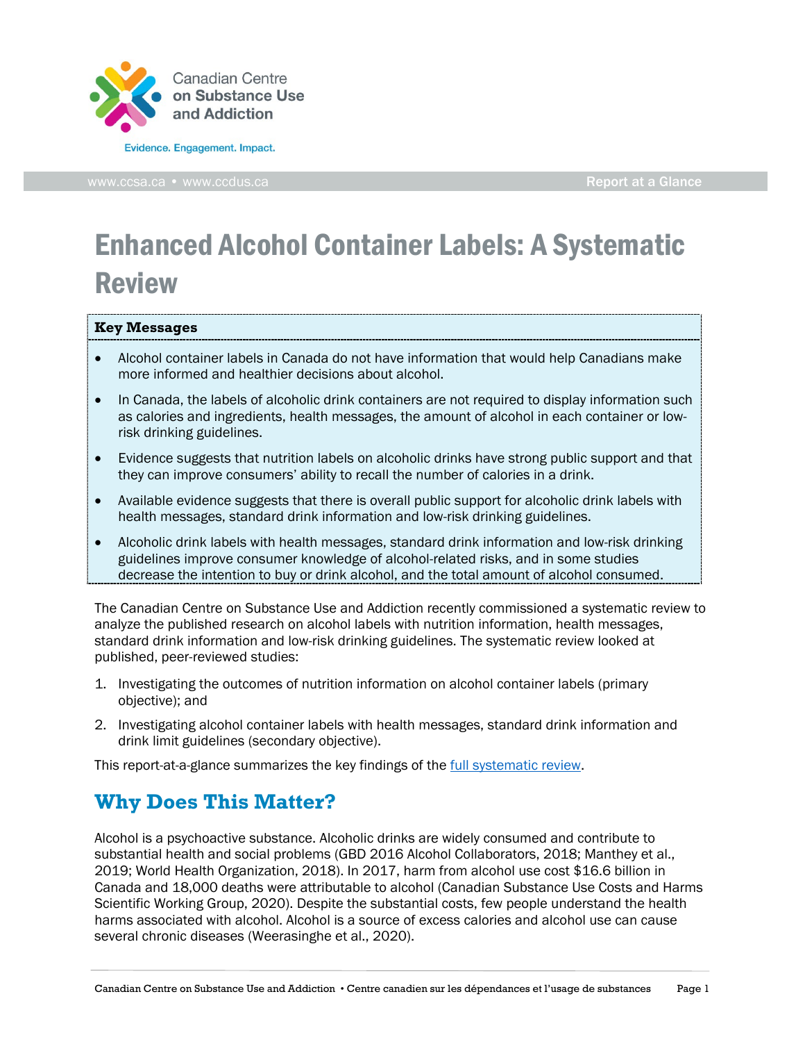Canadian Centre on Substance Use and Addiction

Evidence. Engagement. Impact.

www.ccsa.ca • www.ccdus.ca

Report at a Glance

# Enhanced Alcohol Container Labels: A Systematic Review

**Key Messages**

- Alcohol container labels in Canada do not have information that would help Canadians make more informed and healthier decisions about alcohol.
- In Canada, the labels of alcoholic drink containers are not required to display information such as calories and ingredients, health messages, the amount of alcohol in each container or low-risk drinking guidelines.
- Evidence suggests that nutrition labels on alcoholic drinks have strong public support and that they can improve consumers' ability to recall the number of calories in a drink.
- Available evidence suggests that there is overall public support for alcoholic drink labels with health messages, standard drink information and low-risk drinking guidelines.
- Alcoholic drink labels with health messages, standard drink information and low-risk drinking guidelines improve consumer knowledge of alcohol-related risks, and in some studies decrease the intention to buy or drink alcohol, and the total amount of alcohol consumed.

The Canadian Centre on Substance Use and Addiction recently commissioned a systematic review to analyze the published research on alcohol labels with nutrition information, health messages, standard drink information and low-risk drinking guidelines. The systematic review looked at published, peer-reviewed studies:

1. Investigating the outcomes of nutrition information on alcohol container labels (primary objective); and
2. Investigating alcohol container labels with health messages, standard drink information and drink limit guidelines (secondary objective).

This report-at-a-glance summarizes the key findings of the full systematic review.

## Why Does This Matter?

Alcohol is a psychoactive substance. Alcoholic drinks are widely consumed and contribute to substantial health and social problems (GBD 2016 Alcohol Collaborators, 2018; Manthey et al., 2019; World Health Organization, 2018). In 2017, harm from alcohol use cost $16.6 billion in Canada and 18,000 deaths were attributable to alcohol (Canadian Substance Use Costs and Harms Scientific Working Group, 2020). Despite the substantial costs, few people understand the health harms associated with alcohol. Alcohol is a source of excess calories and alcohol use can cause several chronic diseases (Weerasinghe et al., 2020).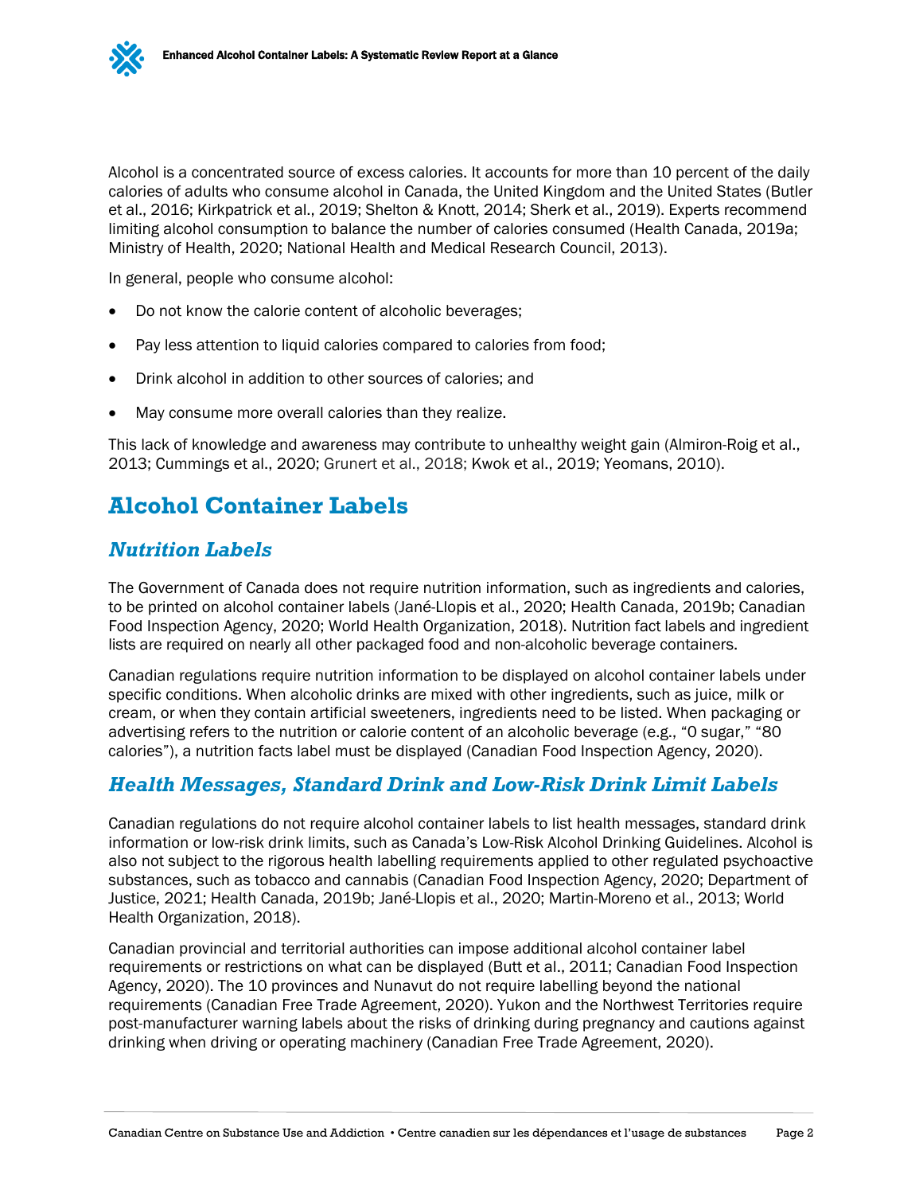Alcohol is a concentrated source of excess calories. It accounts for more than 10 percent of the daily calories of adults who consume alcohol in Canada, the United Kingdom and the United States (Butler et al., 2016; Kirkpatrick et al., 2019; Shelton & Knott, 2014; Sherk et al., 2019). Experts recommend limiting alcohol consumption to balance the number of calories consumed (Health Canada, 2019a; Ministry of Health, 2020; National Health and Medical Research Council, 2013).

In general, people who consume alcohol:

- Do not know the calorie content of alcoholic beverages;
- Pay less attention to liquid calories compared to calories from food;
- Drink alcohol in addition to other sources of calories; and
- May consume more overall calories than they realize.

This lack of knowledge and awareness may contribute to unhealthy weight gain (Almiron-Roig et al., 2013; Cummings et al., 2020; Grunert et al., 2018; Kwok et al., 2019; Yeomans, 2010).

## Alcohol Container Labels

### *Nutrition Labels*

The Government of Canada does not require nutrition information, such as ingredients and calories, to be printed on alcohol container labels (Jané-Llopis et al., 2020; Health Canada, 2019b; Canadian Food Inspection Agency, 2020; World Health Organization, 2018). Nutrition fact labels and ingredient lists are required on nearly all other packaged food and non-alcoholic beverage containers.

Canadian regulations require nutrition information to be displayed on alcohol container labels under specific conditions. When alcoholic drinks are mixed with other ingredients, such as juice, milk or cream, or when they contain artificial sweeteners, ingredients need to be listed. When packaging or advertising refers to the nutrition or calorie content of an alcoholic beverage (e.g., "0 sugar," "80 calories"), a nutrition facts label must be displayed (Canadian Food Inspection Agency, 2020).

### *Health Messages, Standard Drink and Low-Risk Drink Limit Labels*

Canadian regulations do not require alcohol container labels to list health messages, standard drink information or low-risk drink limits, such as Canada's Low-Risk Alcohol Drinking Guidelines. Alcohol is also not subject to the rigorous health labelling requirements applied to other regulated psychoactive substances, such as tobacco and cannabis (Canadian Food Inspection Agency, 2020; Department of Justice, 2021; Health Canada, 2019b; Jané-Llopis et al., 2020; Martin-Moreno et al., 2013; World Health Organization, 2018).

Canadian provincial and territorial authorities can impose additional alcohol container label requirements or restrictions on what can be displayed (Butt et al., 2011; Canadian Food Inspection Agency, 2020). The 10 provinces and Nunavut do not require labelling beyond the national requirements (Canadian Free Trade Agreement, 2020). Yukon and the Northwest Territories require post-manufacturer warning labels about the risks of drinking during pregnancy and cautions against drinking when driving or operating machinery (Canadian Free Trade Agreement, 2020).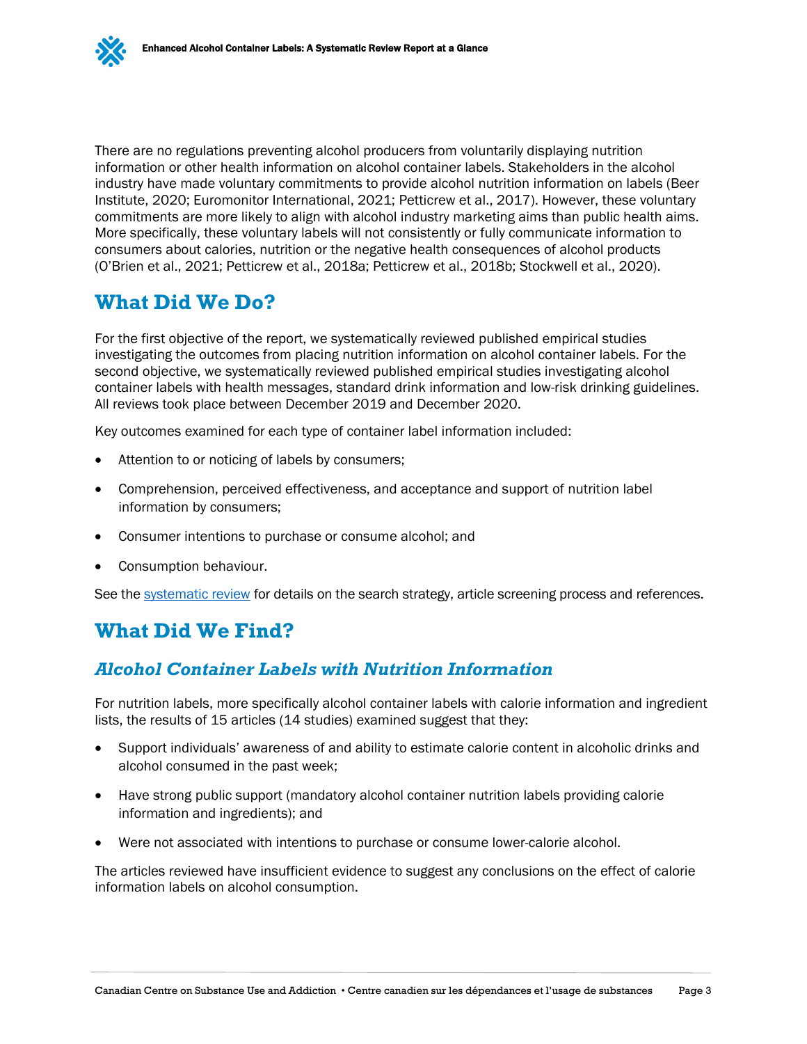There are no regulations preventing alcohol producers from voluntarily displaying nutrition information or other health information on alcohol container labels. Stakeholders in the alcohol industry have made voluntary commitments to provide alcohol nutrition information on labels (Beer Institute, 2020; Euromonitor International, 2021; Petticrew et al., 2017). However, these voluntary commitments are more likely to align with alcohol industry marketing aims than public health aims. More specifically, these voluntary labels will not consistently or fully communicate information to consumers about calories, nutrition or the negative health consequences of alcohol products (O'Brien et al., 2021; Petticrew et al., 2018a; Petticrew et al., 2018b; Stockwell et al., 2020).

## What Did We Do?

For the first objective of the report, we systematically reviewed published empirical studies investigating the outcomes from placing nutrition information on alcohol container labels. For the second objective, we systematically reviewed published empirical studies investigating alcohol container labels with health messages, standard drink information and low-risk drinking guidelines. All reviews took place between December 2019 and December 2020.

Key outcomes examined for each type of container label information included:

- Attention to or noticing of labels by consumers;
- Comprehension, perceived effectiveness, and acceptance and support of nutrition label information by consumers;
- Consumer intentions to purchase or consume alcohol; and
- Consumption behaviour.

See the systematic review for details on the search strategy, article screening process and references.

## What Did We Find?

### *Alcohol Container Labels with Nutrition Information*

For nutrition labels, more specifically alcohol container labels with calorie information and ingredient lists, the results of 15 articles (14 studies) examined suggest that they:

- Support individuals' awareness of and ability to estimate calorie content in alcoholic drinks and alcohol consumed in the past week;
- Have strong public support (mandatory alcohol container nutrition labels providing calorie information and ingredients); and
- Were not associated with intentions to purchase or consume lower-calorie alcohol.

The articles reviewed have insufficient evidence to suggest any conclusions on the effect of calorie information labels on alcohol consumption.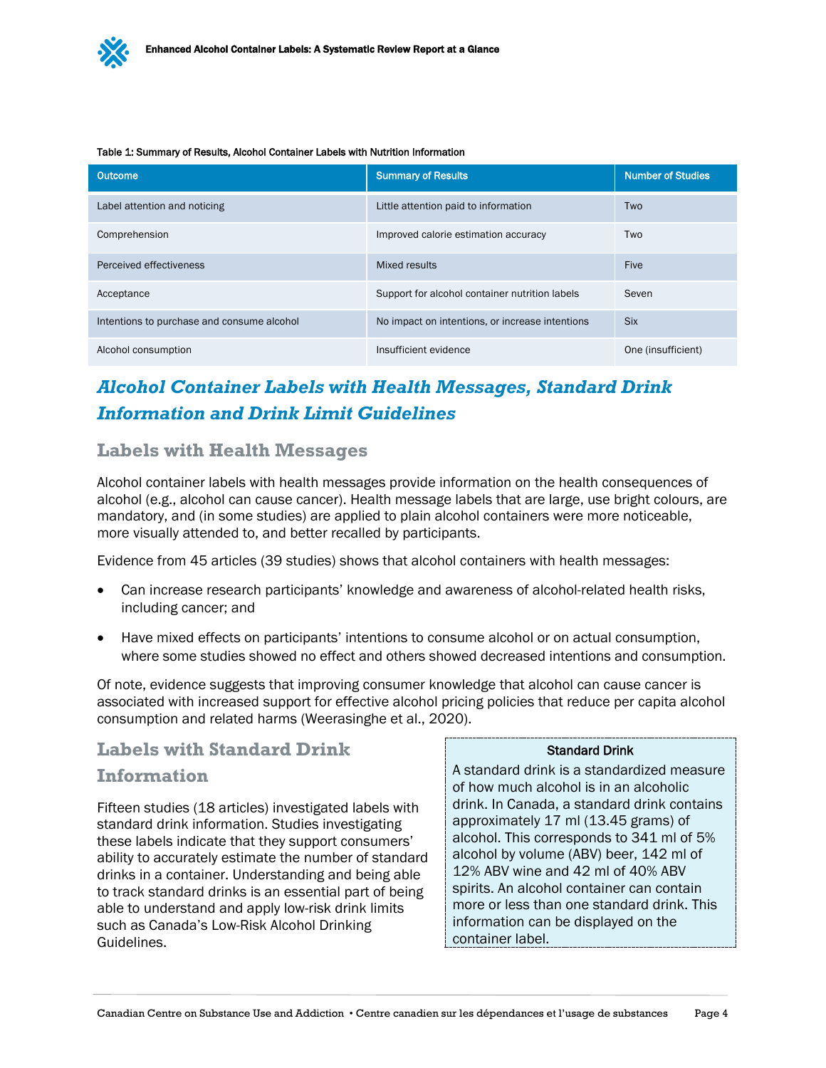Table 1: Summary of Results, Alcohol Container Labels with Nutrition Information

| Outcome | Summary of Results | Number of Studies |
|---|---|---|
| Label attention and noticing | Little attention paid to information | Two |
| Comprehension | Improved calorie estimation accuracy | Two |
| Perceived effectiveness | Mixed results | Five |
| Acceptance | Support for alcohol container nutrition labels | Seven |
| Intentions to purchase and consume alcohol | No impact on intentions, or increase intentions | Six |
| Alcohol consumption | Insufficient evidence | One (insufficient) |

## *Alcohol Container Labels with Health Messages, Standard Drink Information and Drink Limit Guidelines*

### Labels with Health Messages

Alcohol container labels with health messages provide information on the health consequences of alcohol (e.g., alcohol can cause cancer). Health message labels that are large, use bright colours, are mandatory, and (in some studies) are applied to plain alcohol containers were more noticeable, more visually attended to, and better recalled by participants.

Evidence from 45 articles (39 studies) shows that alcohol containers with health messages:

- Can increase research participants' knowledge and awareness of alcohol-related health risks, including cancer; and
- Have mixed effects on participants' intentions to consume alcohol or on actual consumption, where some studies showed no effect and others showed decreased intentions and consumption.

Of note, evidence suggests that improving consumer knowledge that alcohol can cause cancer is associated with increased support for effective alcohol pricing policies that reduce per capita alcohol consumption and related harms (Weerasinghe et al., 2020).

### Labels with Standard Drink Information

Fifteen studies (18 articles) investigated labels with standard drink information. Studies investigating these labels indicate that they support consumers' ability to accurately estimate the number of standard drinks in a container. Understanding and being able to track standard drinks is an essential part of being able to understand and apply low-risk drink limits such as Canada's Low-Risk Alcohol Drinking Guidelines.

**Standard Drink**

A standard drink is a standardized measure of how much alcohol is in an alcoholic drink. In Canada, a standard drink contains approximately 17 ml (13.45 grams) of alcohol. This corresponds to 341 ml of 5% alcohol by volume (ABV) beer, 142 ml of 12% ABV wine and 42 ml of 40% ABV spirits. An alcohol container can contain more or less than one standard drink. This information can be displayed on the container label.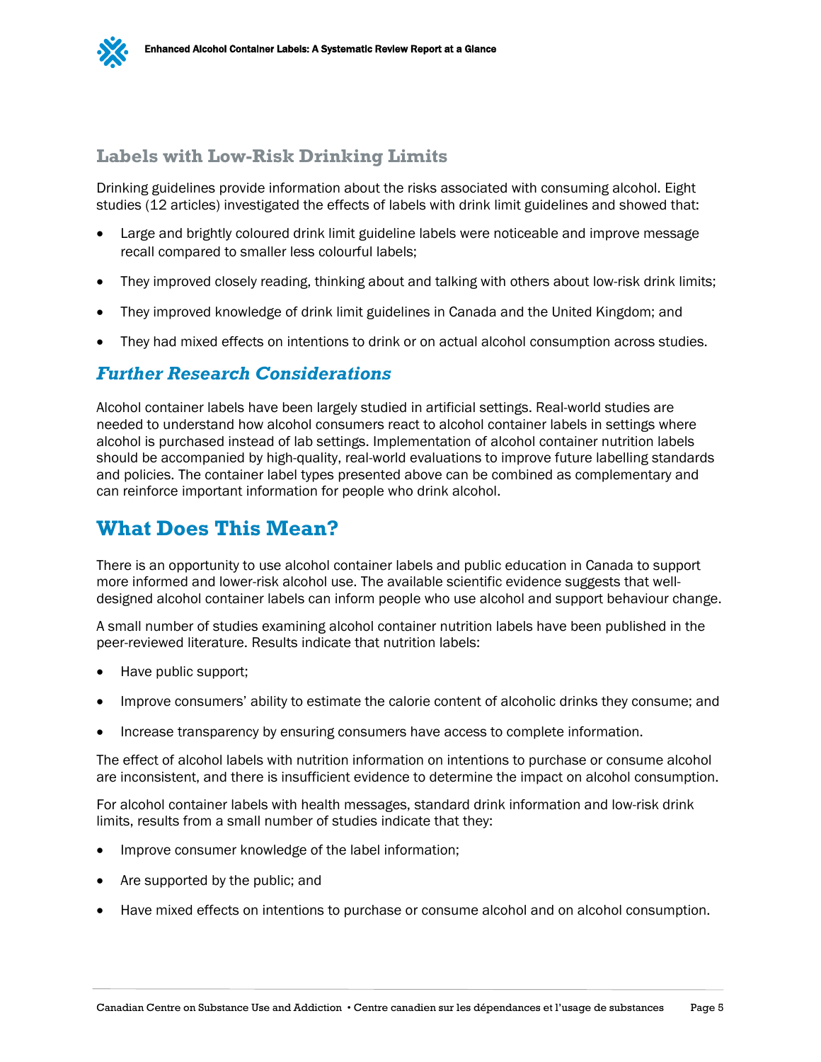### Labels with Low-Risk Drinking Limits

Drinking guidelines provide information about the risks associated with consuming alcohol. Eight studies (12 articles) investigated the effects of labels with drink limit guidelines and showed that:

- Large and brightly coloured drink limit guideline labels were noticeable and improve message recall compared to smaller less colourful labels;
- They improved closely reading, thinking about and talking with others about low-risk drink limits;
- They improved knowledge of drink limit guidelines in Canada and the United Kingdom; and
- They had mixed effects on intentions to drink or on actual alcohol consumption across studies.

### *Further Research Considerations*

Alcohol container labels have been largely studied in artificial settings. Real-world studies are needed to understand how alcohol consumers react to alcohol container labels in settings where alcohol is purchased instead of lab settings. Implementation of alcohol container nutrition labels should be accompanied by high-quality, real-world evaluations to improve future labelling standards and policies. The container label types presented above can be combined as complementary and can reinforce important information for people who drink alcohol.

## What Does This Mean?

There is an opportunity to use alcohol container labels and public education in Canada to support more informed and lower-risk alcohol use. The available scientific evidence suggests that well-designed alcohol container labels can inform people who use alcohol and support behaviour change.

A small number of studies examining alcohol container nutrition labels have been published in the peer-reviewed literature. Results indicate that nutrition labels:

- Have public support;
- Improve consumers' ability to estimate the calorie content of alcoholic drinks they consume; and
- Increase transparency by ensuring consumers have access to complete information.

The effect of alcohol labels with nutrition information on intentions to purchase or consume alcohol are inconsistent, and there is insufficient evidence to determine the impact on alcohol consumption.

For alcohol container labels with health messages, standard drink information and low-risk drink limits, results from a small number of studies indicate that they:

- Improve consumer knowledge of the label information;
- Are supported by the public; and
- Have mixed effects on intentions to purchase or consume alcohol and on alcohol consumption.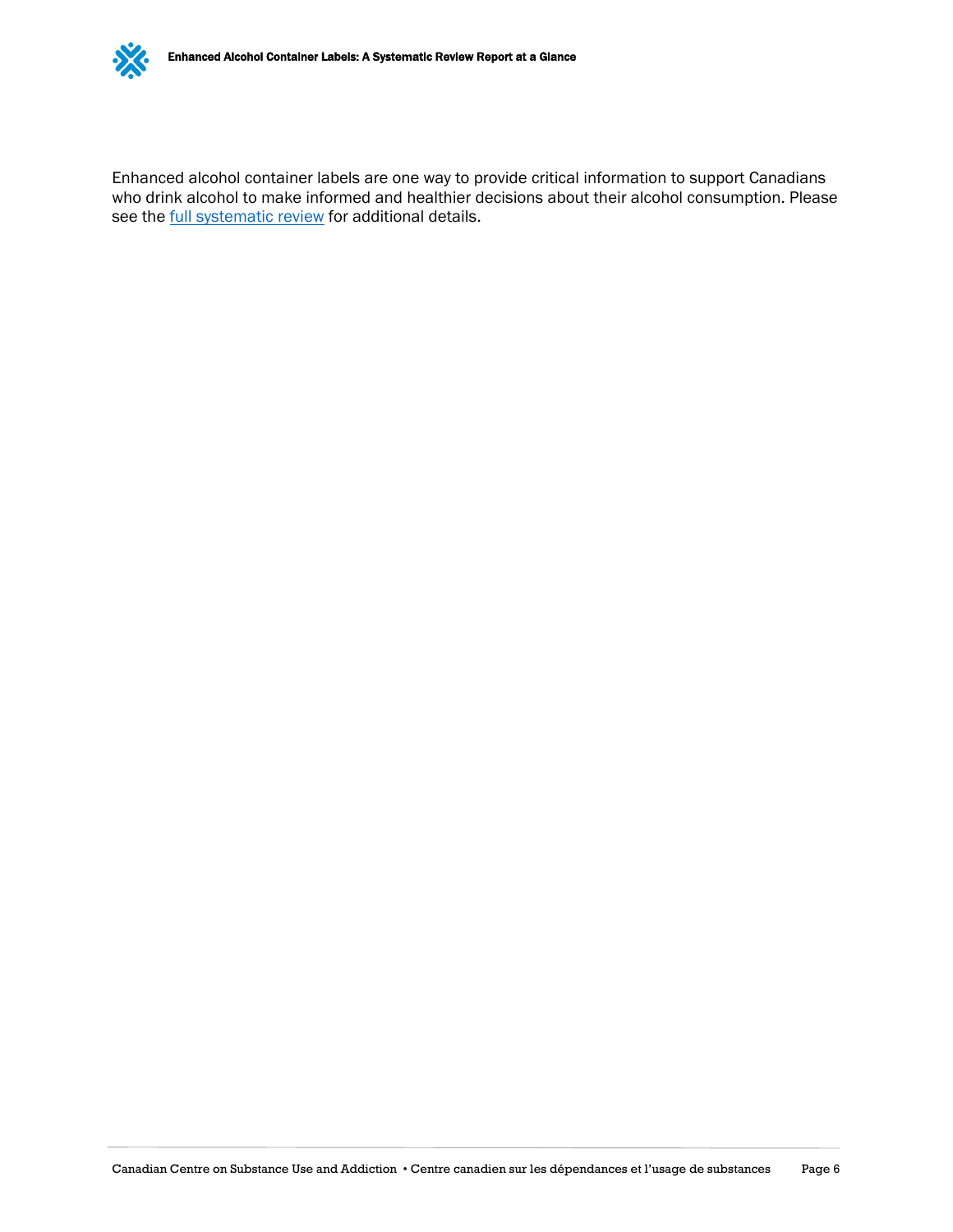Enhanced alcohol container labels are one way to provide critical information to support Canadians who drink alcohol to make informed and healthier decisions about their alcohol consumption. Please see the [full systematic review]() for additional details.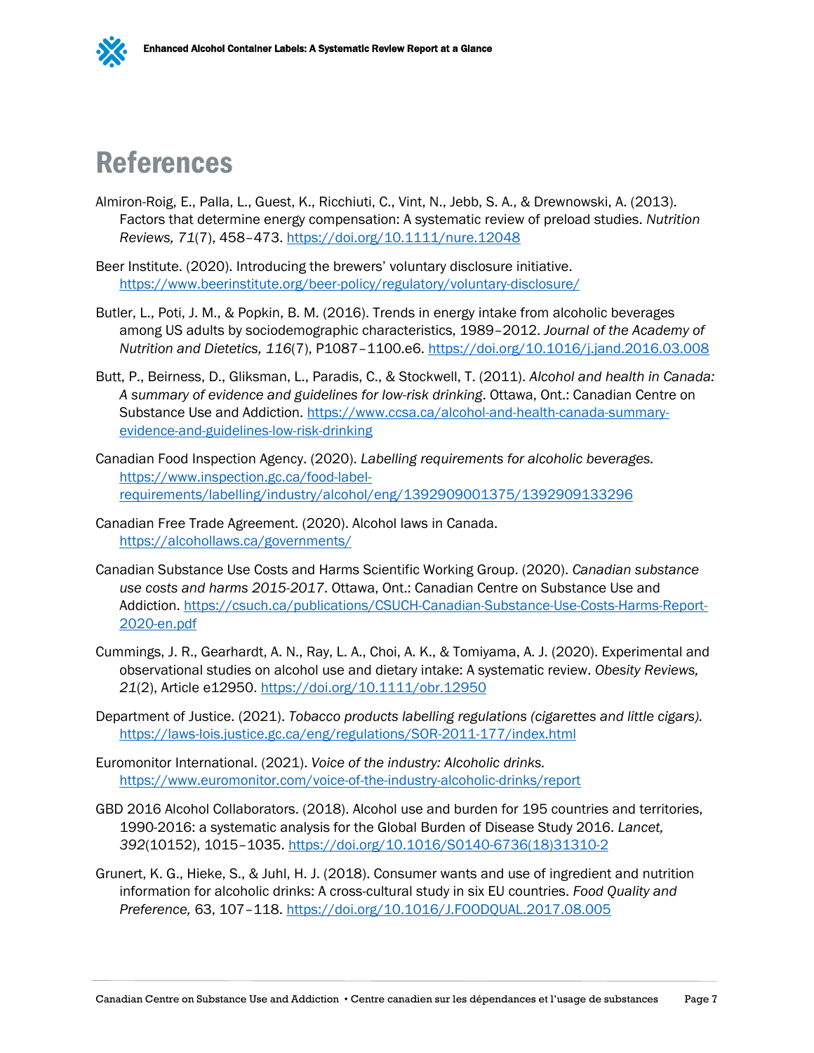# References

Almiron-Roig, E., Palla, L., Guest, K., Ricchiuti, C., Vint, N., Jebb, S. A., & Drewnowski, A. (2013). Factors that determine energy compensation: A systematic review of preload studies. *Nutrition Reviews, 71*(7), 458–473. https://doi.org/10.1111/nure.12048

Beer Institute. (2020). Introducing the brewers' voluntary disclosure initiative. https://www.beerinstitute.org/beer-policy/regulatory/voluntary-disclosure/

Butler, L., Poti, J. M., & Popkin, B. M. (2016). Trends in energy intake from alcoholic beverages among US adults by sociodemographic characteristics, 1989–2012. *Journal of the Academy of Nutrition and Dietetics, 116*(7), P1087–1100.e6. https://doi.org/10.1016/j.jand.2016.03.008

Butt, P., Beirness, D., Gliksman, L., Paradis, C., & Stockwell, T. (2011). *Alcohol and health in Canada: A summary of evidence and guidelines for low-risk drinking*. Ottawa, Ont.: Canadian Centre on Substance Use and Addiction. https://www.ccsa.ca/alcohol-and-health-canada-summary-evidence-and-guidelines-low-risk-drinking

Canadian Food Inspection Agency. (2020). *Labelling requirements for alcoholic beverages.* https://www.inspection.gc.ca/food-label-requirements/labelling/industry/alcohol/eng/1392909001375/1392909133296

Canadian Free Trade Agreement. (2020). Alcohol laws in Canada. https://alcohollaws.ca/governments/

Canadian Substance Use Costs and Harms Scientific Working Group. (2020). *Canadian substance use costs and harms 2015-2017*. Ottawa, Ont.: Canadian Centre on Substance Use and Addiction. https://csuch.ca/publications/CSUCH-Canadian-Substance-Use-Costs-Harms-Report-2020-en.pdf

Cummings, J. R., Gearhardt, A. N., Ray, L. A., Choi, A. K., & Tomiyama, A. J. (2020). Experimental and observational studies on alcohol use and dietary intake: A systematic review. *Obesity Reviews, 21*(2), Article e12950. https://doi.org/10.1111/obr.12950

Department of Justice. (2021). *Tobacco products labelling regulations (cigarettes and little cigars).* https://laws-lois.justice.gc.ca/eng/regulations/SOR-2011-177/index.html

Euromonitor International. (2021). *Voice of the industry: Alcoholic drinks.* https://www.euromonitor.com/voice-of-the-industry-alcoholic-drinks/report

GBD 2016 Alcohol Collaborators. (2018). Alcohol use and burden for 195 countries and territories, 1990-2016: a systematic analysis for the Global Burden of Disease Study 2016. *Lancet, 392*(10152), 1015–1035. https://doi.org/10.1016/S0140-6736(18)31310-2

Grunert, K. G., Hieke, S., & Juhl, H. J. (2018). Consumer wants and use of ingredient and nutrition information for alcoholic drinks: A cross-cultural study in six EU countries. *Food Quality and Preference,* 63, 107–118. https://doi.org/10.1016/J.FOODQUAL.2017.08.005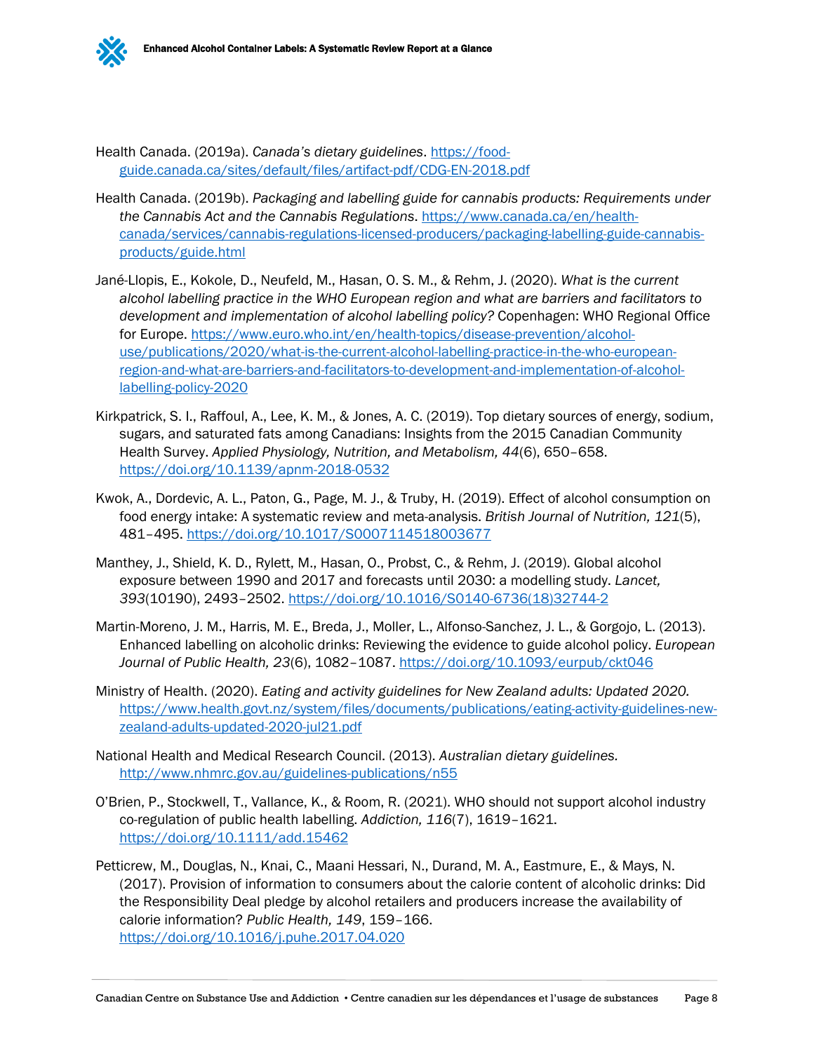Health Canada. (2019a). *Canada's dietary guidelines*. https://food-guide.canada.ca/sites/default/files/artifact-pdf/CDG-EN-2018.pdf

Health Canada. (2019b). *Packaging and labelling guide for cannabis products: Requirements under the Cannabis Act and the Cannabis Regulations*. https://www.canada.ca/en/health-canada/services/cannabis-regulations-licensed-producers/packaging-labelling-guide-cannabis-products/guide.html

Jané-Llopis, E., Kokole, D., Neufeld, M., Hasan, O. S. M., & Rehm, J. (2020). *What is the current alcohol labelling practice in the WHO European region and what are barriers and facilitators to development and implementation of alcohol labelling policy?* Copenhagen: WHO Regional Office for Europe. https://www.euro.who.int/en/health-topics/disease-prevention/alcohol-use/publications/2020/what-is-the-current-alcohol-labelling-practice-in-the-who-european-region-and-what-are-barriers-and-facilitators-to-development-and-implementation-of-alcohol-labelling-policy-2020

Kirkpatrick, S. I., Raffoul, A., Lee, K. M., & Jones, A. C. (2019). Top dietary sources of energy, sodium, sugars, and saturated fats among Canadians: Insights from the 2015 Canadian Community Health Survey. *Applied Physiology, Nutrition, and Metabolism, 44*(6), 650–658. https://doi.org/10.1139/apnm-2018-0532

Kwok, A., Dordevic, A. L., Paton, G., Page, M. J., & Truby, H. (2019). Effect of alcohol consumption on food energy intake: A systematic review and meta-analysis. *British Journal of Nutrition, 121*(5), 481–495. https://doi.org/10.1017/S0007114518003677

Manthey, J., Shield, K. D., Rylett, M., Hasan, O., Probst, C., & Rehm, J. (2019). Global alcohol exposure between 1990 and 2017 and forecasts until 2030: a modelling study. *Lancet, 393*(10190), 2493–2502. https://doi.org/10.1016/S0140-6736(18)32744-2

Martin-Moreno, J. M., Harris, M. E., Breda, J., Moller, L., Alfonso-Sanchez, J. L., & Gorgojo, L. (2013). Enhanced labelling on alcoholic drinks: Reviewing the evidence to guide alcohol policy. *European Journal of Public Health, 23*(6), 1082–1087. https://doi.org/10.1093/eurpub/ckt046

Ministry of Health. (2020). *Eating and activity guidelines for New Zealand adults: Updated 2020.* https://www.health.govt.nz/system/files/documents/publications/eating-activity-guidelines-new-zealand-adults-updated-2020-jul21.pdf

National Health and Medical Research Council. (2013). *Australian dietary guidelines.* http://www.nhmrc.gov.au/guidelines-publications/n55

O'Brien, P., Stockwell, T., Vallance, K., & Room, R. (2021). WHO should not support alcohol industry co-regulation of public health labelling. *Addiction, 116*(7), 1619–1621. https://doi.org/10.1111/add.15462

Petticrew, M., Douglas, N., Knai, C., Maani Hessari, N., Durand, M. A., Eastmure, E., & Mays, N. (2017). Provision of information to consumers about the calorie content of alcoholic drinks: Did the Responsibility Deal pledge by alcohol retailers and producers increase the availability of calorie information? *Public Health, 149*, 159–166. https://doi.org/10.1016/j.puhe.2017.04.020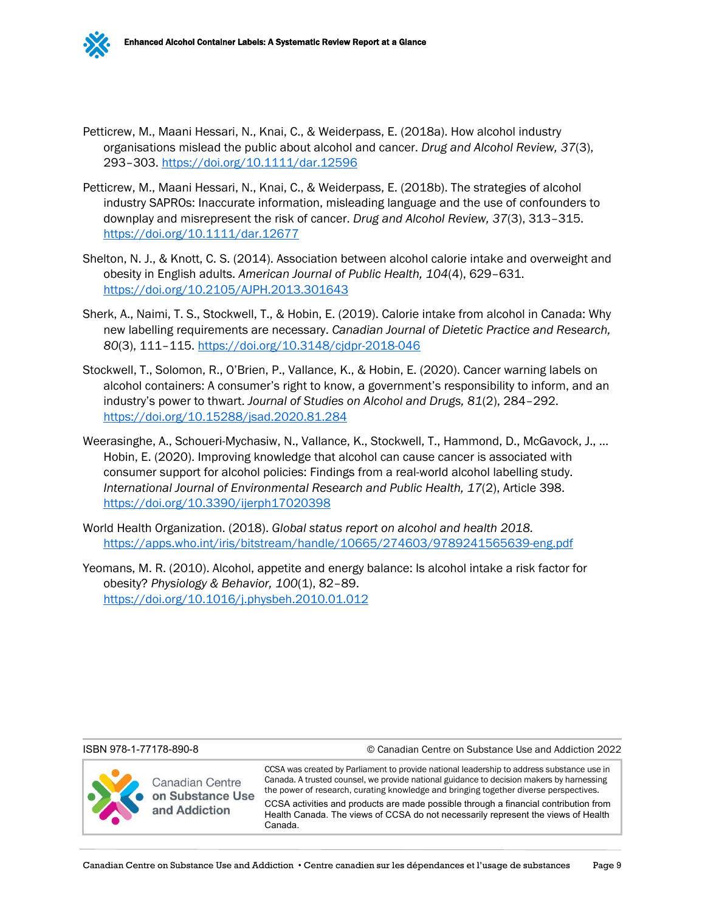Petticrew, M., Maani Hessari, N., Knai, C., & Weiderpass, E. (2018a). How alcohol industry organisations mislead the public about alcohol and cancer. *Drug and Alcohol Review, 37*(3), 293–303. https://doi.org/10.1111/dar.12596

Petticrew, M., Maani Hessari, N., Knai, C., & Weiderpass, E. (2018b). The strategies of alcohol industry SAPROs: Inaccurate information, misleading language and the use of confounders to downplay and misrepresent the risk of cancer. *Drug and Alcohol Review, 37*(3), 313–315. https://doi.org/10.1111/dar.12677

Shelton, N. J., & Knott, C. S. (2014). Association between alcohol calorie intake and overweight and obesity in English adults. *American Journal of Public Health, 104*(4), 629–631. https://doi.org/10.2105/AJPH.2013.301643

Sherk, A., Naimi, T. S., Stockwell, T., & Hobin, E. (2019). Calorie intake from alcohol in Canada: Why new labelling requirements are necessary. *Canadian Journal of Dietetic Practice and Research, 80*(3), 111–115. https://doi.org/10.3148/cjdpr-2018-046

Stockwell, T., Solomon, R., O'Brien, P., Vallance, K., & Hobin, E. (2020). Cancer warning labels on alcohol containers: A consumer's right to know, a government's responsibility to inform, and an industry's power to thwart. *Journal of Studies on Alcohol and Drugs, 81*(2), 284–292. https://doi.org/10.15288/jsad.2020.81.284

Weerasinghe, A., Schoueri-Mychasiw, N., Vallance, K., Stockwell, T., Hammond, D., McGavock, J., … Hobin, E. (2020). Improving knowledge that alcohol can cause cancer is associated with consumer support for alcohol policies: Findings from a real-world alcohol labelling study. *International Journal of Environmental Research and Public Health, 17*(2), Article 398. https://doi.org/10.3390/ijerph17020398

World Health Organization. (2018). *Global status report on alcohol and health 2018.* https://apps.who.int/iris/bitstream/handle/10665/274603/9789241565639-eng.pdf

Yeomans, M. R. (2010). Alcohol, appetite and energy balance: Is alcohol intake a risk factor for obesity? *Physiology & Behavior, 100*(1), 82–89. https://doi.org/10.1016/j.physbeh.2010.01.012

ISBN 978-1-77178-890-8

© Canadian Centre on Substance Use and Addiction 2022

Canadian Centre on Substance Use and Addiction

CCSA was created by Parliament to provide national leadership to address substance use in Canada. A trusted counsel, we provide national guidance to decision makers by harnessing the power of research, curating knowledge and bringing together diverse perspectives.

CCSA activities and products are made possible through a financial contribution from Health Canada. The views of CCSA do not necessarily represent the views of Health Canada.